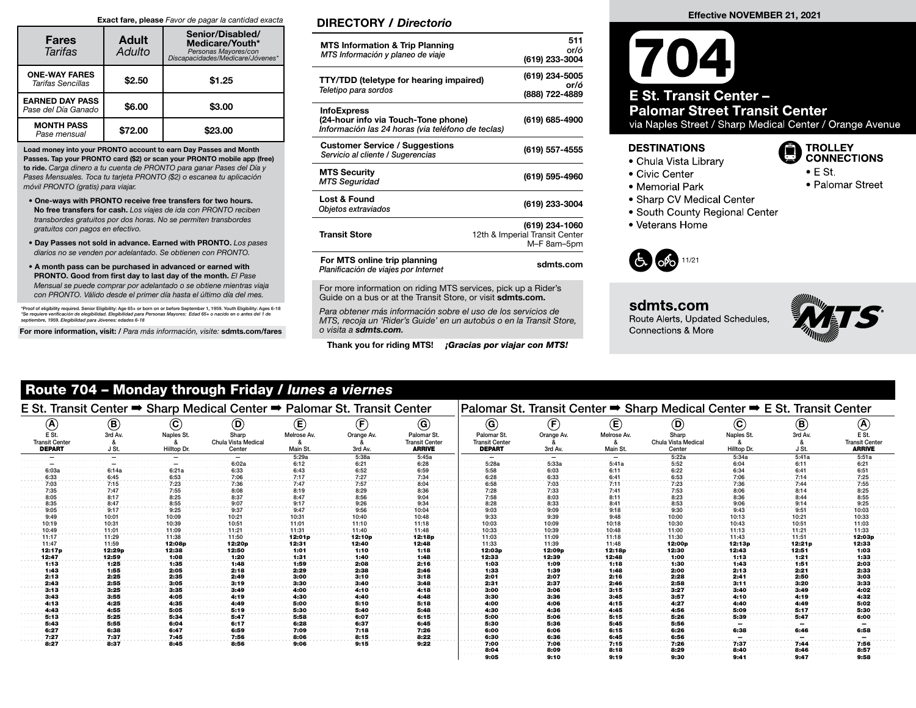**Exact fare, please** *Favor de pagar la cantidad exacta*

| Fares *Tarifas* | Adult *Adulto* | Senior/Disabled/ Medicare/Youth* *Personas Mayores/con Discapacidades/Medicare/Jóvenes** |
|---|---|---|
| **ONE-WAY FARES** *Tarifas Sencillas* | $2.50 | $1.25 |
| **EARNED DAY PASS** *Pase del Día Ganado* | $6.00 | $3.00 |
| **MONTH PASS** *Pase mensual* | $72.00 | $23.00 |

**Load money into your PRONTO account to earn Day Passes and Month Passes. Tap your PRONTO card ($2) or scan your PRONTO mobile app (free) to ride.** *Carga dinero a tu cuenta de PRONTO para ganar Pases del Día y Pases Mensuales. Toca tu tarjeta PRONTO ($2) o escanea tu aplicación móvil PRONTO (gratis) para viajar.*

- **One-ways with PRONTO receive free transfers for two hours. No free transfers for cash.** *Los viajes de ida con PRONTO reciben transbordes gratuitos por dos horas. No se permiten transbordes gratuitos con pagos en efectivo.*
- **Day Passes not sold in advance. Earned with PRONTO.** *Los pases diarios no se venden por adelantado. Se obtienen con PRONTO.*
- **A month pass can be purchased in advanced or earned with PRONTO. Good from first day to last day of the month.** *El Pase Mensual se puede comprar por adelantado o se obtiene mientras viaja con PRONTO. Válido desde el primer día hasta el último día del mes.*

*Proof of eligibility required. Senior Eligibility: Age 65+ or born on or before September 1, 1959. Youth Eligibility: Ages 6-18
*Se requiere verificación de elegibilidad. Elegibilidad para Personas Mayores: Edad 65+ o nacido en o antes del 1 de septiembre, 1959. Elegibilidad para Jóvenes: edades 6-18*

**For more information, visit: /** *Para más información, visite:* **sdmts.com/fares**

## DIRECTORY / *Directorio*

| | |
|---|---|
| **MTS Information & Trip Planning** *MTS Información y planeo de viaje* | 511 or/ó (619) 233-3004 |
| **TTY/TDD (teletype for hearing impaired)** *Teletipo para sordos* | (619) 234-5005 or/ó (888) 722-4889 |
| **InfoExpress (24-hour info via Touch-Tone phone)** *Información las 24 horas (via teléfono de teclas)* | (619) 685-4900 |
| **Customer Service / Suggestions** *Servicio al cliente / Sugerencias* | (619) 557-4555 |
| **MTS Security** *MTS Seguridad* | (619) 595-4960 |
| **Lost & Found** *Objetos extraviados* | (619) 233-3004 |
| **Transit Store** | (619) 234-1060 12th & Imperial Transit Center M–F 8am–5pm |
| **For MTS online trip planning** *Planificación de viajes por Internet* | sdmts.com |

For more information on riding MTS services, pick up a Rider's Guide on a bus or at the Transit Store, or visit **sdmts.com.**

*Para obtener más información sobre el uso de los servicios de MTS, recoja un 'Rider's Guide' en un autobús o en la Transit Store, o visita a* ***sdmts.com.***

**Thank you for riding MTS!** ***¡Gracias por viajar con MTS!***

**Effective NOVEMBER 21, 2021**

# 704

## E St. Transit Center – Palomar Street Transit Center

via Naples Street / Sharp Medical Center / Orange Avenue

### DESTINATIONS

- Chula Vista Library
- Civic Center
- Memorial Park
- Sharp CV Medical Center
- South County Regional Center
- Veterans Home

### TROLLEY CONNECTIONS

- E St.
- Palomar Street

11/21

**sdmts.com**
Route Alerts, Updated Schedules, Connections & More

## Route 704 – Monday through Friday / *lunes a viernes*

### E St. Transit Center ➡ Sharp Medical Center ➡ Palomar St. Transit Center

| (A) E St. Transit Center DEPART | (B) 3rd Av. & J St. | (C) Naples St. & Hilltop Dr. | (D) Sharp Chula Vista Medical Center | (E) Melrose Av. & Main St. | (F) Orange Av. & 3rd Av. | (G) Palomar St. Transit Center ARRIVE |
|---|---|---|---|---|---|---|
| – | – | – | – | 5:29a | 5:38a | 5:45a |
| – | – | – | 6:02a | 6:12 | 6:21 | 6:28 |
| 6:03a | 6:14a | 6:21a | 6:33 | 6:43 | 6:52 | 6:59 |
| 6:33 | 6:45 | 6:53 | 7:06 | 7:17 | 7:27 | 7:34 |
| 7:03 | 7:15 | 7:23 | 7:36 | 7:47 | 7:57 | 8:04 |
| 7:35 | 7:47 | 7:55 | 8:08 | 8:19 | 8:29 | 8:36 |
| 8:05 | 8:17 | 8:25 | 8:37 | 8:47 | 8:56 | 9:04 |
| 8:35 | 8:47 | 8:55 | 9:07 | 9:17 | 9:26 | 9:34 |
| 9:05 | 9:17 | 9:25 | 9:37 | 9:47 | 9:56 | 10:04 |
| 9:49 | 10:01 | 10:09 | 10:21 | 10:31 | 10:40 | 10:48 |
| 10:19 | 10:31 | 10:39 | 10:51 | 11:01 | 11:10 | 11:18 |
| 10:49 | 11:01 | 11:09 | 11:21 | 11:31 | 11:40 | 11:48 |
| 11:17 | 11:29 | 11:38 | 11:50 | **12:01p** | **12:10p** | **12:18p** |
| 11:47 | 11:59 | **12:08p** | **12:20p** | **12:31** | **12:40** | **12:48** |
| **12:17p** | **12:29p** | **12:38** | **12:50** | **1:01** | **1:10** | **1:18** |
| **12:47** | **12:59** | **1:08** | **1:20** | **1:31** | **1:40** | **1:48** |
| **1:13** | **1:25** | **1:35** | **1:48** | **1:59** | **2:08** | **2:16** |
| **1:43** | **1:55** | **2:05** | **2:18** | **2:29** | **2:38** | **2:46** |
| **2:13** | **2:25** | **2:35** | **2:49** | **3:00** | **3:10** | **3:18** |
| **2:43** | **2:55** | **3:05** | **3:19** | **3:30** | **3:40** | **3:48** |
| **3:13** | **3:25** | **3:35** | **3:49** | **4:00** | **4:10** | **4:18** |
| **3:43** | **3:55** | **4:05** | **4:19** | **4:30** | **4:40** | **4:48** |
| **4:13** | **4:25** | **4:35** | **4:49** | **5:00** | **5:10** | **5:18** |
| **4:43** | **4:55** | **5:05** | **5:19** | **5:30** | **5:40** | **5:48** |
| **5:13** | **5:25** | **5:34** | **5:47** | **5:58** | **6:07** | **6:15** |
| **5:43** | **5:55** | **6:04** | **6:17** | **6:28** | **6:37** | **6:45** |
| **6:27** | **6:38** | **6:47** | **6:59** | **7:09** | **7:18** | **7:26** |
| **7:27** | **7:37** | **7:45** | **7:56** | **8:06** | **8:15** | **8:22** |
| **8:27** | **8:37** | **8:45** | **8:56** | **9:06** | **9:15** | **9:22** |

### Palomar St. Transit Center ➡ Sharp Medical Center ➡ E St. Transit Center

| (G) Palomar St. Transit Center DEPART | (F) Orange Av. & 3rd Av. | (E) Melrose Av. & Main St. | (D) Sharp Chula Vista Medical Center | (C) Naples St. & Hilltop Dr. | (B) 3rd Av. & J St. | (A) E St. Transit Center ARRIVE |
|---|---|---|---|---|---|---|
| – | – | – | 5:22a | 5:34a | 5:41a | 5:51a |
| 5:28a | 5:33a | 5:41a | 5:52 | 6:04 | 6:11 | 6:21 |
| 5:58 | 6:03 | 6:11 | 6:22 | 6:34 | 6:41 | 6:51 |
| 6:28 | 6:33 | 6:41 | 6:53 | 7:06 | 7:14 | 7:25 |
| 6:58 | 7:03 | 7:11 | 7:23 | 7:36 | 7:44 | 7:55 |
| 7:28 | 7:33 | 7:41 | 7:53 | 8:06 | 8:14 | 8:25 |
| 7:58 | 8:03 | 8:11 | 8:23 | 8:36 | 8:44 | 8:55 |
| 8:28 | 8:33 | 8:41 | 8:53 | 9:06 | 9:14 | 9:25 |
| 9:03 | 9:09 | 9:18 | 9:30 | 9:43 | 9:51 | 10:03 |
| 9:33 | 9:39 | 9:48 | 10:00 | 10:13 | 10:21 | 10:33 |
| 10:03 | 10:09 | 10:18 | 10:30 | 10:43 | 10:51 | 11:03 |
| 10:33 | 10:39 | 10:48 | 11:00 | 11:13 | 11:21 | 11:33 |
| 11:03 | 11:09 | 11:18 | 11:30 | 11:43 | 11:51 | **12:03p** |
| 11:33 | 11:39 | 11:48 | **12:00p** | **12:13p** | **12:21p** | **12:33** |
| **12:03p** | **12:09p** | **12:18p** | **12:30** | **12:43** | **12:51** | **1:03** |
| **12:33** | **12:39** | **12:48** | **1:00** | **1:13** | **1:21** | **1:33** |
| **1:03** | **1:09** | **1:18** | **1:30** | **1:43** | **1:51** | **2:03** |
| **1:33** | **1:39** | **1:48** | **2:00** | **2:13** | **2:21** | **2:33** |
| **2:01** | **2:07** | **2:16** | **2:28** | **2:41** | **2:50** | **3:03** |
| **2:31** | **2:37** | **2:46** | **2:58** | **3:11** | **3:20** | **3:33** |
| **3:00** | **3:06** | **3:15** | **3:27** | **3:40** | **3:49** | **4:02** |
| **3:30** | **3:36** | **3:45** | **3:57** | **4:10** | **4:19** | **4:32** |
| **4:00** | **4:06** | **4:15** | **4:27** | **4:40** | **4:49** | **5:02** |
| **4:30** | **4:36** | **4:45** | **4:56** | **5:09** | **5:17** | **5:30** |
| **5:00** | **5:06** | **5:15** | **5:26** | **5:39** | **5:47** | **6:00** |
| **5:30** | **5:36** | **5:45** | **5:56** | **–** | **–** | **–** |
| **6:00** | **6:06** | **6:15** | **6:26** | **6:38** | **6:46** | **6:58** |
| **6:30** | **6:36** | **6:45** | **6:56** | **–** | **–** | **–** |
| **7:00** | **7:06** | **7:15** | **7:26** | **7:37** | **7:44** | **7:56** |
| **8:04** | **8:09** | **8:18** | **8:29** | **8:40** | **8:46** | **8:57** |
| **9:05** | **9:10** | **9:19** | **9:30** | **9:41** | **9:47** | **9:58** |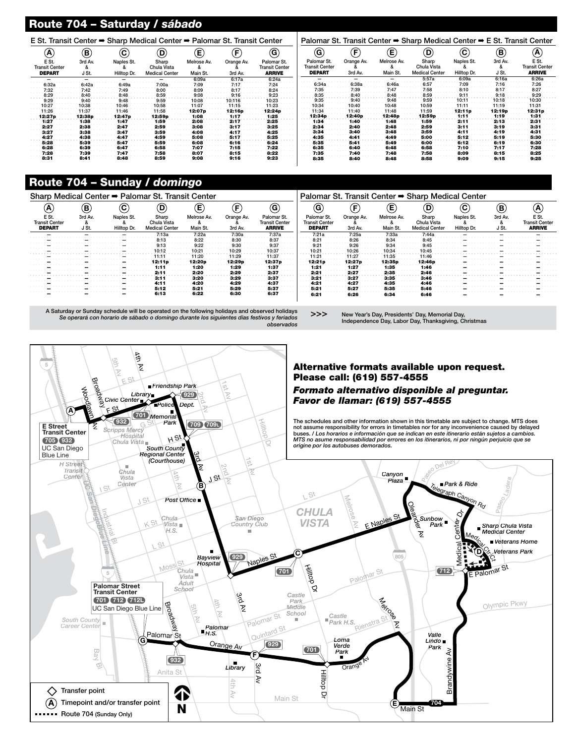## Route 704 – Saturday / *sábado*

E St. Transit Center ➡ Sharp Medical Center ➡ Palomar St. Transit Center

| (A) E St. Transit Center DEPART | (B) 3rd Av. & J St. | (C) Naples St. & Hilltop Dr. | (D) Sharp Chula Vista Medical Center | (E) Melrose Av. & Main St. | (F) Orange Av. & 3rd Av. | (G) Palomar St. Transit Center ARRIVE |
|---|---|---|---|---|---|---|
| – | – | – | – | 6:09a | 6:17a | 6:24a |
| 6:32a | 6:42a | 6:49a | 7:00a | 7:09 | 7:17 | 7:24 |
| 7:32 | 7:42 | 7:49 | 8:00 | 8:09 | 8:17 | 8:24 |
| 8:29 | 8:40 | 8:48 | 8:59 | 9:08 | 9:16 | 9:23 |
| 9:29 | 9:40 | 9:48 | 9:59 | 10:08 | 10:116 | 10:23 |
| 10:27 | 10:38 | 10:46 | 10:58 | 11:07 | 11:15 | 11:23 |
| 11:26 | 11:37 | 11:46 | 11:58 | **12:07p** | **12:16p** | **12:24p** |
| **12:27p** | **12:38p** | **12:47p** | **12:59p** | **1:08** | **1:17** | **1:25** |
| **1:27** | **1:38** | **1:47** | **1:59** | **2:08** | **2:17** | **2:25** |
| **2:27** | **2:38** | **2:47** | **2:59** | **3:08** | **3:17** | **3:25** |
| **3:27** | **3:38** | **3:47** | **3:59** | **4:08** | **4:17** | **4:25** |
| **4:27** | **4:38** | **4:47** | **4:59** | **5:08** | **5:17** | **5:25** |
| **5:28** | **5:39** | **5:47** | **5:59** | **6:08** | **6:16** | **6:24** |
| **6:28** | **6:39** | **6:47** | **6:58** | **7:07** | **7:15** | **7:22** |
| **7:28** | **7:39** | **7:47** | **7:58** | **8:07** | **8:15** | **8:22** |
| **8:31** | **8:41** | **8:48** | **8:59** | **9:08** | **9:16** | **9:23** |

Palomar St. Transit Center ➡ Sharp Medical Center ➡ E St. Transit Center

| (G) Palomar St. Transit Center DEPART | (F) Orange Av. & 3rd Av. | (E) Melrose Av. & Main St. | (D) Sharp Chula Vista Medical Center | (C) Naples St. & Hilltop Dr. | (B) 3rd Av. & J St. | (A) E St. Transit Center ARRIVE |
|---|---|---|---|---|---|---|
| – | – | – | 5:57a | 6:09a | 6:16a | 6:26a |
| 6:34a | 6:38a | 6:46a | 6:57 | 7:09 | 7:16 | 7:26 |
| 7:35 | 7:39 | 7:47 | 7:58 | 8:10 | 8:17 | 8:27 |
| 8:35 | 8:40 | 8:48 | 8:59 | 9:11 | 9:18 | 9:29 |
| 9:35 | 9:40 | 9:48 | 9:59 | 10:11 | 10:18 | 10:30 |
| 10:34 | 10:40 | 10:48 | 10:59 | 11:11 | 11:19 | 11:31 |
| 11:34 | 11:40 | 11:48 | 11:59 | **12:11p** | **12:19p** | **12:31p** |
| **12:34p** | **12:40p** | **12:48p** | **12:59p** | **1:11** | **1:19** | **1:31** |
| **1:34** | **1:40** | **1:48** | **1:59** | **2:11** | **2:13** | **2:31** |
| **2:34** | **2:40** | **2:48** | **2:59** | **3:11** | **3:19** | **3:31** |
| **3:34** | **3:40** | **3:48** | **3:59** | **4:11** | **4:19** | **4:31** |
| **4:35** | **4:41** | **4:49** | **5:00** | **5:12** | **5:19** | **5:30** |
| **5:35** | **5:41** | **5:49** | **6:00** | **6:12** | **6:19** | **6:30** |
| **6:35** | **6:40** | **6:48** | **6:58** | **7:10** | **7:17** | **7:28** |
| **7:35** | **7:40** | **7:48** | **7:58** | **8:09** | **8:15** | **8:25** |
| **8:35** | **8:40** | **8:48** | **8:58** | **9:09** | **9:15** | **9:25** |

## Route 704 – Sunday / *domingo*

Sharp Medical Center ➡ Palomar St. Transit Center

| (A) E St. Transit Center DEPART | (B) 3rd Av. & J St. | (C) Naples St. & Hilltop Dr. | (D) Sharp Chula Vista Medical Center | (E) Melrose Av. & Main St. | (F) Orange Av. & 3rd Av. | (G) Palomar St. Transit Center ARRIVE |
|---|---|---|---|---|---|---|
| – | – | – | 7:13a | 7:22a | 7:30a | 7:37a |
| – | – | – | 8:13 | 8:22 | 8:30 | 8:37 |
| – | – | – | 9:13 | 9:22 | 9:30 | 9:37 |
| – | – | – | 10:12 | 10:21 | 10:29 | 10:37 |
| – | – | – | 11:11 | 11:20 | 11:29 | 11:37 |
| – | – | – | **12:11p** | **12:20p** | **12:29p** | **12:37p** |
| – | – | – | **1:11** | **1:20** | **1:29** | **1:37** |
| – | – | – | **2:11** | **2:20** | **2:29** | **2:37** |
| – | – | – | **3:11** | **3:20** | **3:29** | **3:37** |
| – | – | – | **4:11** | **4:20** | **4:29** | **4:37** |
| – | – | – | **5:12** | **5:21** | **5:29** | **5:37** |
| – | – | – | **6:13** | **6:22** | **6:30** | **6:37** |

Palomar St. Transit Center ➡ Sharp Medical Center

| (G) Palomar St. Transit Center DEPART | (F) Orange Av. & 3rd Av. | (E) Melrose Av. & Main St. | (D) Sharp Chula Vista Medical Center | (C) Naples St. & Hilltop Dr. | (B) 3rd Av. & J St. | (A) E St. Transit Center ARRIVE |
|---|---|---|---|---|---|---|
| 7:21a | 7:25a | 7:33a | 7:44a | – | – | – |
| 8:21 | 8:26 | 8:34 | 8:45 | – | – | – |
| 9:21 | 9:26 | 9:34 | 9:45 | – | – | – |
| 10:21 | 10:26 | 10:34 | 10:45 | – | – | – |
| 11:21 | 11:27 | 11:35 | 11:46 | – | – | – |
| **12:21p** | **12:27p** | **12:35p** | **12:46p** | – | – | – |
| **1:21** | **1:27** | **1:35** | **1:46** | – | – | – |
| **2:21** | **2:27** | **2:35** | **2:46** | – | – | – |
| **3:21** | **3:27** | **3:35** | **3:46** | – | – | – |
| **4:21** | **4:27** | **4:35** | **4:46** | – | – | – |
| **5:21** | **5:27** | **5:35** | **5:46** | – | – | – |
| **6:21** | **6:26** | **6:34** | **6:46** | – | – | – |

A Saturday or Sunday schedule will be operated on the following holidays and observed holidays
*Se operará con horario de sábado o domingo durante los siguientes días festivos y feriados observados*

>>> New Year's Day, Presidents' Day, Memorial Day, Independence Day, Labor Day, Thanksgiving, Christmas

**Alternative formats available upon request. Please call: (619) 557-4555**

***Formato alternativo disponible al preguntar. Favor de llamar: (619) 557-4555***

The schedules and other information shown in this timetable are subject to change. MTS does not assume responsibility for errors in timetables nor for any inconvenience caused by delayed buses. / *Los horarios e información que se indican en este itinerario están sujetos a cambios. MTS no asume responsabilidad por errores en los itinerarios, ni por ningún perjuicio que se origine por los autobuses demorados.*

E Street Transit Center 705 932 UC San Diego Blue Line

Palomar Street Transit Center 701 712 712L UC San Diego Blue Line

Sharp Chula Vista Medical Center

Transfer point

(A) Timepoint and/or transfer point

Route 704 (Sunday Only)